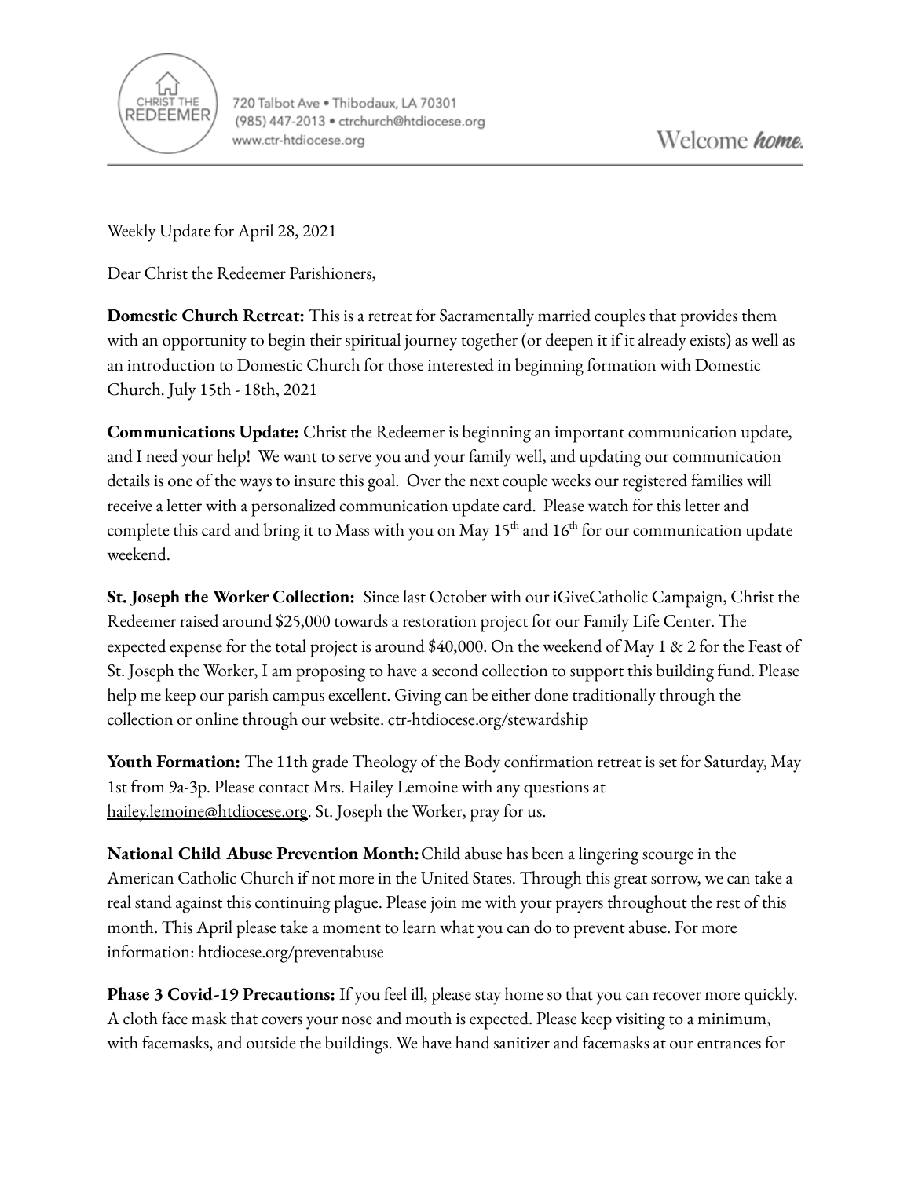CHRIST THE REDEEMER

720 Talbot Ave • Thibodaux, LA 70301
(985) 447-2013 • ctrchurch@htdiocese.org
www.ctr-htdiocese.org

Welcome *home.*

Weekly Update for April 28, 2021

Dear Christ the Redeemer Parishioners,

**Domestic Church Retreat:** This is a retreat for Sacramentally married couples that provides them with an opportunity to begin their spiritual journey together (or deepen it if it already exists) as well as an introduction to Domestic Church for those interested in beginning formation with Domestic Church. July 15th - 18th, 2021

**Communications Update:** Christ the Redeemer is beginning an important communication update, and I need your help! We want to serve you and your family well, and updating our communication details is one of the ways to insure this goal. Over the next couple weeks our registered families will receive a letter with a personalized communication update card. Please watch for this letter and complete this card and bring it to Mass with you on May 15th and 16th for our communication update weekend.

**St. Joseph the Worker Collection:** Since last October with our iGiveCatholic Campaign, Christ the Redeemer raised around $25,000 towards a restoration project for our Family Life Center. The expected expense for the total project is around $40,000. On the weekend of May 1 & 2 for the Feast of St. Joseph the Worker, I am proposing to have a second collection to support this building fund. Please help me keep our parish campus excellent. Giving can be either done traditionally through the collection or online through our website. ctr-htdiocese.org/stewardship

**Youth Formation:** The 11th grade Theology of the Body confirmation retreat is set for Saturday, May 1st from 9a-3p. Please contact Mrs. Hailey Lemoine with any questions at hailey.lemoine@htdiocese.org. St. Joseph the Worker, pray for us.

**National Child Abuse Prevention Month:** Child abuse has been a lingering scourge in the American Catholic Church if not more in the United States. Through this great sorrow, we can take a real stand against this continuing plague. Please join me with your prayers throughout the rest of this month. This April please take a moment to learn what you can do to prevent abuse. For more information: htdiocese.org/preventabuse

**Phase 3 Covid-19 Precautions:** If you feel ill, please stay home so that you can recover more quickly. A cloth face mask that covers your nose and mouth is expected. Please keep visiting to a minimum, with facemasks, and outside the buildings. We have hand sanitizer and facemasks at our entrances for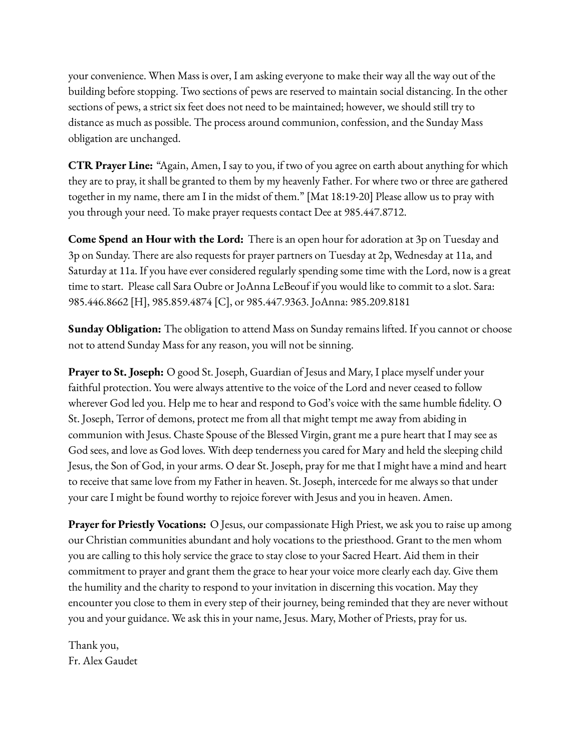your convenience. When Mass is over, I am asking everyone to make their way all the way out of the building before stopping. Two sections of pews are reserved to maintain social distancing. In the other sections of pews, a strict six feet does not need to be maintained; however, we should still try to distance as much as possible. The process around communion, confession, and the Sunday Mass obligation are unchanged.

**CTR Prayer Line:** "Again, Amen, I say to you, if two of you agree on earth about anything for which they are to pray, it shall be granted to them by my heavenly Father. For where two or three are gathered together in my name, there am I in the midst of them." [Mat 18:19-20] Please allow us to pray with you through your need. To make prayer requests contact Dee at 985.447.8712.

**Come Spend an Hour with the Lord:** There is an open hour for adoration at 3p on Tuesday and 3p on Sunday. There are also requests for prayer partners on Tuesday at 2p, Wednesday at 11a, and Saturday at 11a. If you have ever considered regularly spending some time with the Lord, now is a great time to start. Please call Sara Oubre or JoAnna LeBeouf if you would like to commit to a slot. Sara: 985.446.8662 [H], 985.859.4874 [C], or 985.447.9363. JoAnna: 985.209.8181

**Sunday Obligation:** The obligation to attend Mass on Sunday remains lifted. If you cannot or choose not to attend Sunday Mass for any reason, you will not be sinning.

**Prayer to St. Joseph:** O good St. Joseph, Guardian of Jesus and Mary, I place myself under your faithful protection. You were always attentive to the voice of the Lord and never ceased to follow wherever God led you. Help me to hear and respond to God's voice with the same humble fidelity. O St. Joseph, Terror of demons, protect me from all that might tempt me away from abiding in communion with Jesus. Chaste Spouse of the Blessed Virgin, grant me a pure heart that I may see as God sees, and love as God loves. With deep tenderness you cared for Mary and held the sleeping child Jesus, the Son of God, in your arms. O dear St. Joseph, pray for me that I might have a mind and heart to receive that same love from my Father in heaven. St. Joseph, intercede for me always so that under your care I might be found worthy to rejoice forever with Jesus and you in heaven. Amen.

**Prayer for Priestly Vocations:** O Jesus, our compassionate High Priest, we ask you to raise up among our Christian communities abundant and holy vocations to the priesthood. Grant to the men whom you are calling to this holy service the grace to stay close to your Sacred Heart. Aid them in their commitment to prayer and grant them the grace to hear your voice more clearly each day. Give them the humility and the charity to respond to your invitation in discerning this vocation. May they encounter you close to them in every step of their journey, being reminded that they are never without you and your guidance. We ask this in your name, Jesus. Mary, Mother of Priests, pray for us.

Thank you,
Fr. Alex Gaudet